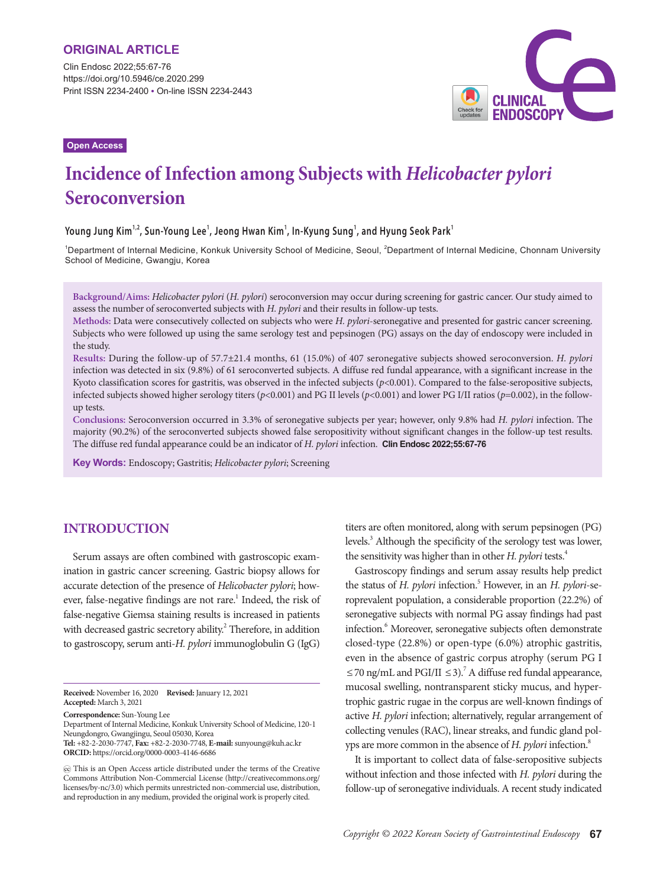ORIGINAL ARTICLE

Clin Endosc 2022;55:67-76
https://doi.org/10.5946/ce.2020.299
Print ISSN 2234-2400 • On-line ISSN 2234-2443

Open Access

# Incidence of Infection among Subjects with *Helicobacter pylori* Seroconversion

Young Jung Kim[1,2], Sun-Young Lee[1], Jeong Hwan Kim[1], In-Kyung Sung[1], and Hyung Seok Park[1]

[1]Department of Internal Medicine, Konkuk University School of Medicine, Seoul, [2]Department of Internal Medicine, Chonnam University School of Medicine, Gwangju, Korea

**Background/Aims:** *Helicobacter pylori* (*H. pylori*) seroconversion may occur during screening for gastric cancer. Our study aimed to assess the number of seroconverted subjects with *H. pylori* and their results in follow-up tests.

**Methods:** Data were consecutively collected on subjects who were *H. pylori*-seronegative and presented for gastric cancer screening. Subjects who were followed up using the same serology test and pepsinogen (PG) assays on the day of endoscopy were included in the study.

**Results:** During the follow-up of 57.7±21.4 months, 61 (15.0%) of 407 seronegative subjects showed seroconversion. *H. pylori* infection was detected in six (9.8%) of 61 seroconverted subjects. A diffuse red fundal appearance, with a significant increase in the Kyoto classification scores for gastritis, was observed in the infected subjects ($p<0.001$). Compared to the false-seropositive subjects, infected subjects showed higher serology titers ($p<0.001$) and PG II levels ($p<0.001$) and lower PG I/II ratios ($p=0.002$), in the follow-up tests.

**Conclusions:** Seroconversion occurred in 3.3% of seronegative subjects per year; however, only 9.8% had *H. pylori* infection. The majority (90.2%) of the seroconverted subjects showed false seropositivity without significant changes in the follow-up test results. The diffuse red fundal appearance could be an indicator of *H. pylori* infection. **Clin Endosc 2022;55:67-76**

**Key Words:** Endoscopy; Gastritis; *Helicobacter pylori*; Screening

## INTRODUCTION

Serum assays are often combined with gastroscopic examination in gastric cancer screening. Gastric biopsy allows for accurate detection of the presence of *Helicobacter pylori*; however, false-negative findings are not rare.[1] Indeed, the risk of false-negative Giemsa staining results is increased in patients with decreased gastric secretory ability.[2] Therefore, in addition to gastroscopy, serum anti-*H. pylori* immunoglobulin G (IgG) titers are often monitored, along with serum pepsinogen (PG) levels.[3] Although the specificity of the serology test was lower, the sensitivity was higher than in other *H. pylori* tests.[4]

Gastroscopy findings and serum assay results help predict the status of *H. pylori* infection.[5] However, in an *H. pylori*-seroprevalent population, a considerable proportion (22.2%) of seronegative subjects with normal PG assay findings had past infection.[6] Moreover, seronegative subjects often demonstrate closed-type (22.8%) or open-type (6.0%) atrophic gastritis, even in the absence of gastric corpus atrophy (serum PG I $\leq$70 ng/mL and PGI/II $\leq$3).[7] A diffuse red fundal appearance, mucosal swelling, nontransparent sticky mucus, and hypertrophic gastric rugae in the corpus are well-known findings of active *H. pylori* infection; alternatively, regular arrangement of collecting venules (RAC), linear streaks, and fundic gland polyps are more common in the absence of *H. pylori* infection.[8]

It is important to collect data of false-seropositive subjects without infection and those infected with *H. pylori* during the follow-up of seronegative individuals. A recent study indicated

**Received:** November 16, 2020 **Revised:** January 12, 2021
**Accepted:** March 3, 2021

**Correspondence:** Sun-Young Lee
Department of Internal Medicine, Konkuk University School of Medicine, 120-1 Neungdongro, Gwangjingu, Seoul 05030, Korea
**Tel:** +82-2-2030-7747, **Fax:** +82-2-2030-7748, **E-mail:** sunyoung@kuh.ac.kr
**ORCID:** https://orcid.org/0000-0003-4146-6686

This is an Open Access article distributed under the terms of the Creative Commons Attribution Non-Commercial License (http://creativecommons.org/licenses/by-nc/3.0) which permits unrestricted non-commercial use, distribution, and reproduction in any medium, provided the original work is properly cited.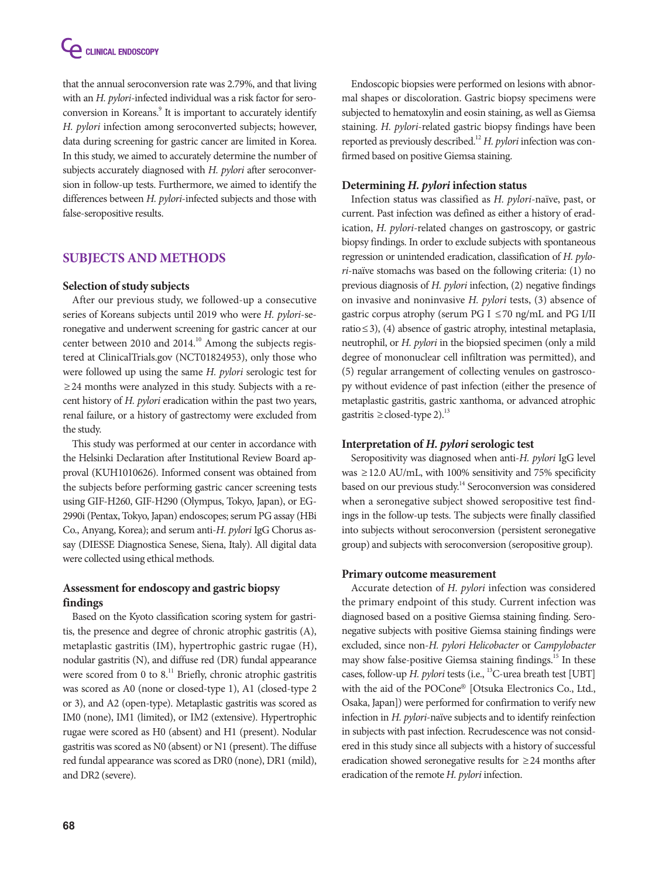that the annual seroconversion rate was 2.79%, and that living with an *H. pylori*-infected individual was a risk factor for seroconversion in Koreans.[9] It is important to accurately identify *H. pylori* infection among seroconverted subjects; however, data during screening for gastric cancer are limited in Korea. In this study, we aimed to accurately determine the number of subjects accurately diagnosed with *H. pylori* after seroconversion in follow-up tests. Furthermore, we aimed to identify the differences between *H. pylori*-infected subjects and those with false-seropositive results.

## SUBJECTS AND METHODS

### Selection of study subjects

After our previous study, we followed-up a consecutive series of Koreans subjects until 2019 who were *H. pylori*-seronegative and underwent screening for gastric cancer at our center between 2010 and 2014.[10] Among the subjects registered at ClinicalTrials.gov (NCT01824953), only those who were followed up using the same *H. pylori* serologic test for ≥24 months were analyzed in this study. Subjects with a recent history of *H. pylori* eradication within the past two years, renal failure, or a history of gastrectomy were excluded from the study.

This study was performed at our center in accordance with the Helsinki Declaration after Institutional Review Board approval (KUH1010626). Informed consent was obtained from the subjects before performing gastric cancer screening tests using GIF-H260, GIF-H290 (Olympus, Tokyo, Japan), or EG-2990i (Pentax, Tokyo, Japan) endoscopes; serum PG assay (HBi Co., Anyang, Korea); and serum anti-*H. pylori* IgG Chorus assay (DIESSE Diagnostica Senese, Siena, Italy). All digital data were collected using ethical methods.

### Assessment for endoscopy and gastric biopsy findings

Based on the Kyoto classification scoring system for gastritis, the presence and degree of chronic atrophic gastritis (A), metaplastic gastritis (IM), hypertrophic gastric rugae (H), nodular gastritis (N), and diffuse red (DR) fundal appearance were scored from 0 to 8.[11] Briefly, chronic atrophic gastritis was scored as A0 (none or closed-type 1), A1 (closed-type 2 or 3), and A2 (open-type). Metaplastic gastritis was scored as IM0 (none), IM1 (limited), or IM2 (extensive). Hypertrophic rugae were scored as H0 (absent) and H1 (present). Nodular gastritis was scored as N0 (absent) or N1 (present). The diffuse red fundal appearance was scored as DR0 (none), DR1 (mild), and DR2 (severe).

Endoscopic biopsies were performed on lesions with abnormal shapes or discoloration. Gastric biopsy specimens were subjected to hematoxylin and eosin staining, as well as Giemsa staining. *H. pylori*-related gastric biopsy findings have been reported as previously described.[12] *H. pylori* infection was confirmed based on positive Giemsa staining.

### Determining *H. pylori* infection status

Infection status was classified as *H. pylori*-naïve, past, or current. Past infection was defined as either a history of eradication, *H. pylori*-related changes on gastroscopy, or gastric biopsy findings. In order to exclude subjects with spontaneous regression or unintended eradication, classification of *H. pylori*-naïve stomachs was based on the following criteria: (1) no previous diagnosis of *H. pylori* infection, (2) negative findings on invasive and noninvasive *H. pylori* tests, (3) absence of gastric corpus atrophy (serum PG I ≤70 ng/mL and PG I/II ratio≤3), (4) absence of gastric atrophy, intestinal metaplasia, neutrophil, or *H. pylori* in the biopsied specimen (only a mild degree of mononuclear cell infiltration was permitted), and (5) regular arrangement of collecting venules on gastroscopy without evidence of past infection (either the presence of metaplastic gastritis, gastric xanthoma, or advanced atrophic gastritis ≥closed-type 2).[13]

### Interpretation of *H. pylori* serologic test

Seropositivity was diagnosed when anti-*H. pylori* IgG level was ≥12.0 AU/mL, with 100% sensitivity and 75% specificity based on our previous study.[14] Seroconversion was considered when a seronegative subject showed seropositive test findings in the follow-up tests. The subjects were finally classified into subjects without seroconversion (persistent seronegative group) and subjects with seroconversion (seropositive group).

### Primary outcome measurement

Accurate detection of *H. pylori* infection was considered the primary endpoint of this study. Current infection was diagnosed based on a positive Giemsa staining finding. Seronegative subjects with positive Giemsa staining findings were excluded, since non-*H. pylori Helicobacter* or *Campylobacter* may show false-positive Giemsa staining findings.[15] In these cases, follow-up *H. pylori* tests (i.e., $^{13}$C-urea breath test [UBT] with the aid of the POCone® [Otsuka Electronics Co., Ltd., Osaka, Japan]) were performed for confirmation to verify new infection in *H. pylori*-naïve subjects and to identify reinfection in subjects with past infection. Recrudescence was not considered in this study since all subjects with a history of successful eradication showed seronegative results for ≥24 months after eradication of the remote *H. pylori* infection.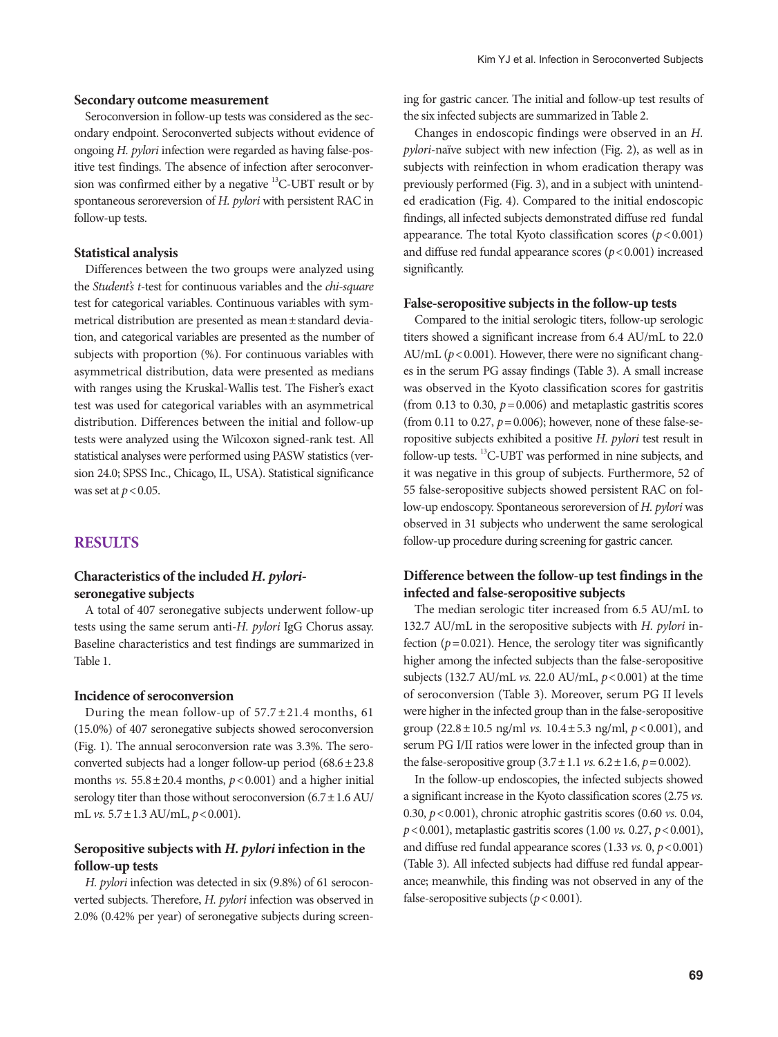### Secondary outcome measurement

Seroconversion in follow-up tests was considered as the secondary endpoint. Seroconverted subjects without evidence of ongoing *H. pylori* infection were regarded as having false-positive test findings. The absence of infection after seroconversion was confirmed either by a negative $^{13}$C-UBT result or by spontaneous seroreversion of *H. pylori* with persistent RAC in follow-up tests.

### Statistical analysis

Differences between the two groups were analyzed using the *Student's t*-test for continuous variables and the *chi-square* test for categorical variables. Continuous variables with symmetrical distribution are presented as mean ± standard deviation, and categorical variables are presented as the number of subjects with proportion (%). For continuous variables with asymmetrical distribution, data were presented as medians with ranges using the Kruskal-Wallis test. The Fisher's exact test was used for categorical variables with an asymmetrical distribution. Differences between the initial and follow-up tests were analyzed using the Wilcoxon signed-rank test. All statistical analyses were performed using PASW statistics (version 24.0; SPSS Inc., Chicago, IL, USA). Statistical significance was set at $p < 0.05$.

## RESULTS

### Characteristics of the included *H. pylori*-seronegative subjects

A total of 407 seronegative subjects underwent follow-up tests using the same serum anti-*H. pylori* IgG Chorus assay. Baseline characteristics and test findings are summarized in Table 1.

### Incidence of seroconversion

During the mean follow-up of 57.7 ± 21.4 months, 61 (15.0%) of 407 seronegative subjects showed seroconversion (Fig. 1). The annual seroconversion rate was 3.3%. The seroconverted subjects had a longer follow-up period (68.6 ± 23.8 months *vs.* 55.8 ± 20.4 months, $p < 0.001$) and a higher initial serology titer than those without seroconversion (6.7 ± 1.6 AU/mL *vs.* 5.7 ± 1.3 AU/mL, $p < 0.001$).

### Seropositive subjects with *H. pylori* infection in the follow-up tests

*H. pylori* infection was detected in six (9.8%) of 61 seroconverted subjects. Therefore, *H. pylori* infection was observed in 2.0% (0.42% per year) of seronegative subjects during screening for gastric cancer. The initial and follow-up test results of the six infected subjects are summarized in Table 2.

Changes in endoscopic findings were observed in an *H. pylori*-naïve subject with new infection (Fig. 2), as well as in subjects with reinfection in whom eradication therapy was previously performed (Fig. 3), and in a subject with unintended eradication (Fig. 4). Compared to the initial endoscopic findings, all infected subjects demonstrated diffuse red fundal appearance. The total Kyoto classification scores ($p < 0.001$) and diffuse red fundal appearance scores ($p < 0.001$) increased significantly.

### False-seropositive subjects in the follow-up tests

Compared to the initial serologic titers, follow-up serologic titers showed a significant increase from 6.4 AU/mL to 22.0 AU/mL ($p < 0.001$). However, there were no significant changes in the serum PG assay findings (Table 3). A small increase was observed in the Kyoto classification scores for gastritis (from 0.13 to 0.30, $p = 0.006$) and metaplastic gastritis scores (from 0.11 to 0.27, $p = 0.006$); however, none of these false-seropositive subjects exhibited a positive *H. pylori* test result in follow-up tests. $^{13}$C-UBT was performed in nine subjects, and it was negative in this group of subjects. Furthermore, 52 of 55 false-seropositive subjects showed persistent RAC on follow-up endoscopy. Spontaneous seroreversion of *H. pylori* was observed in 31 subjects who underwent the same serological follow-up procedure during screening for gastric cancer.

### Difference between the follow-up test findings in the infected and false-seropositive subjects

The median serologic titer increased from 6.5 AU/mL to 132.7 AU/mL in the seropositive subjects with *H. pylori* infection ($p = 0.021$). Hence, the serology titer was significantly higher among the infected subjects than the false-seropositive subjects (132.7 AU/mL *vs.* 22.0 AU/mL, $p < 0.001$) at the time of seroconversion (Table 3). Moreover, serum PG II levels were higher in the infected group than in the false-seropositive group (22.8 ± 10.5 ng/ml *vs.* 10.4 ± 5.3 ng/ml, $p < 0.001$), and serum PG I/II ratios were lower in the infected group than in the false-seropositive group (3.7 ± 1.1 *vs.* 6.2 ± 1.6, $p = 0.002$).

In the follow-up endoscopies, the infected subjects showed a significant increase in the Kyoto classification scores (2.75 *vs.* 0.30, $p < 0.001$), chronic atrophic gastritis scores (0.60 *vs.* 0.04, $p < 0.001$), metaplastic gastritis scores (1.00 *vs.* 0.27, $p < 0.001$), and diffuse red fundal appearance scores (1.33 *vs.* 0, $p < 0.001$) (Table 3). All infected subjects had diffuse red fundal appearance; meanwhile, this finding was not observed in any of the false-seropositive subjects ($p < 0.001$).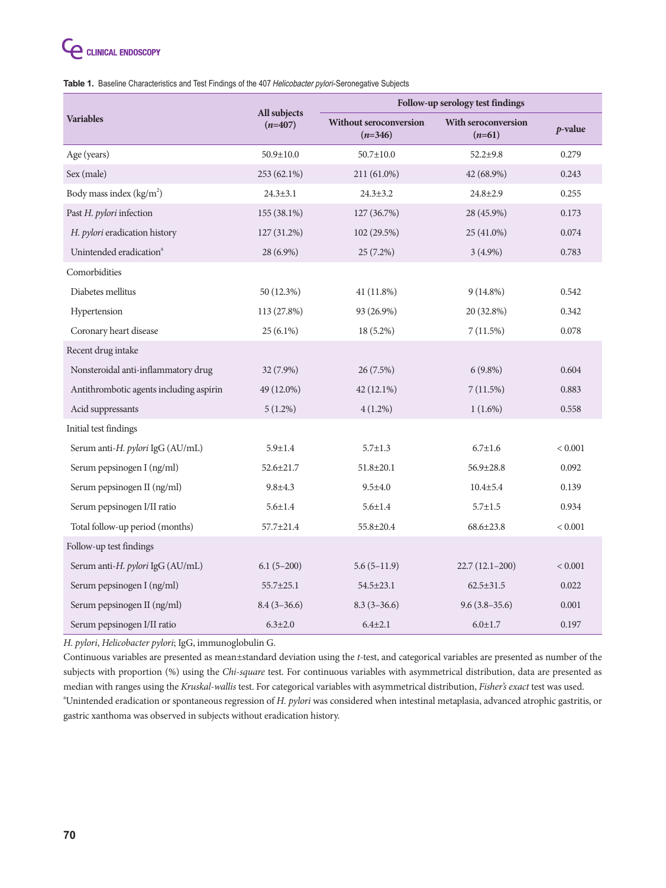**Table 1.** Baseline Characteristics and Test Findings of the 407 *Helicobacter pylori*-Seronegative Subjects

| Variables | All subjects ($n$=407) | Follow-up serology test findings | | |
|---|---|---|---|---|
| | | Without seroconversion ($n$=346) | With seroconversion ($n$=61) | $p$-value |
| Age (years) | 50.9±10.0 | 50.7±10.0 | 52.2±9.8 | 0.279 |
| Sex (male) | 253 (62.1%) | 211 (61.0%) | 42 (68.9%) | 0.243 |
| Body mass index (kg/m$^2$) | 24.3±3.1 | 24.3±3.2 | 24.8±2.9 | 0.255 |
| Past *H. pylori* infection | 155 (38.1%) | 127 (36.7%) | 28 (45.9%) | 0.173 |
| *H. pylori* eradication history | 127 (31.2%) | 102 (29.5%) | 25 (41.0%) | 0.074 |
| Unintended eradication[a] | 28 (6.9%) | 25 (7.2%) | 3 (4.9%) | 0.783 |
| Comorbidities | | | | |
| Diabetes mellitus | 50 (12.3%) | 41 (11.8%) | 9 (14.8%) | 0.542 |
| Hypertension | 113 (27.8%) | 93 (26.9%) | 20 (32.8%) | 0.342 |
| Coronary heart disease | 25 (6.1%) | 18 (5.2%) | 7 (11.5%) | 0.078 |
| Recent drug intake | | | | |
| Nonsteroidal anti-inflammatory drug | 32 (7.9%) | 26 (7.5%) | 6 (9.8%) | 0.604 |
| Antithrombotic agents including aspirin | 49 (12.0%) | 42 (12.1%) | 7 (11.5%) | 0.883 |
| Acid suppressants | 5 (1.2%) | 4 (1.2%) | 1 (1.6%) | 0.558 |
| Initial test findings | | | | |
| Serum anti-*H. pylori* IgG (AU/mL) | 5.9±1.4 | 5.7±1.3 | 6.7±1.6 | < 0.001 |
| Serum pepsinogen I (ng/ml) | 52.6±21.7 | 51.8±20.1 | 56.9±28.8 | 0.092 |
| Serum pepsinogen II (ng/ml) | 9.8±4.3 | 9.5±4.0 | 10.4±5.4 | 0.139 |
| Serum pepsinogen I/II ratio | 5.6±1.4 | 5.6±1.4 | 5.7±1.5 | 0.934 |
| Total follow-up period (months) | 57.7±21.4 | 55.8±20.4 | 68.6±23.8 | < 0.001 |
| Follow-up test findings | | | | |
| Serum anti-*H. pylori* IgG (AU/mL) | 6.1 (5–200) | 5.6 (5–11.9) | 22.7 (12.1–200) | < 0.001 |
| Serum pepsinogen I (ng/ml) | 55.7±25.1 | 54.5±23.1 | 62.5±31.5 | 0.022 |
| Serum pepsinogen II (ng/ml) | 8.4 (3–36.6) | 8.3 (3–36.6) | 9.6 (3.8–35.6) | 0.001 |
| Serum pepsinogen I/II ratio | 6.3±2.0 | 6.4±2.1 | 6.0±1.7 | 0.197 |

*H. pylori*, *Helicobacter pylori*; IgG, immunoglobulin G.

Continuous variables are presented as mean±standard deviation using the *t*-test, and categorical variables are presented as number of the subjects with proportion (%) using the *Chi-square* test. For continuous variables with asymmetrical distribution, data are presented as median with ranges using the *Kruskal-wallis* test. For categorical variables with asymmetrical distribution, *Fisher's exact* test was used.

[a]Unintended eradication or spontaneous regression of *H. pylori* was considered when intestinal metaplasia, advanced atrophic gastritis, or gastric xanthoma was observed in subjects without eradication history.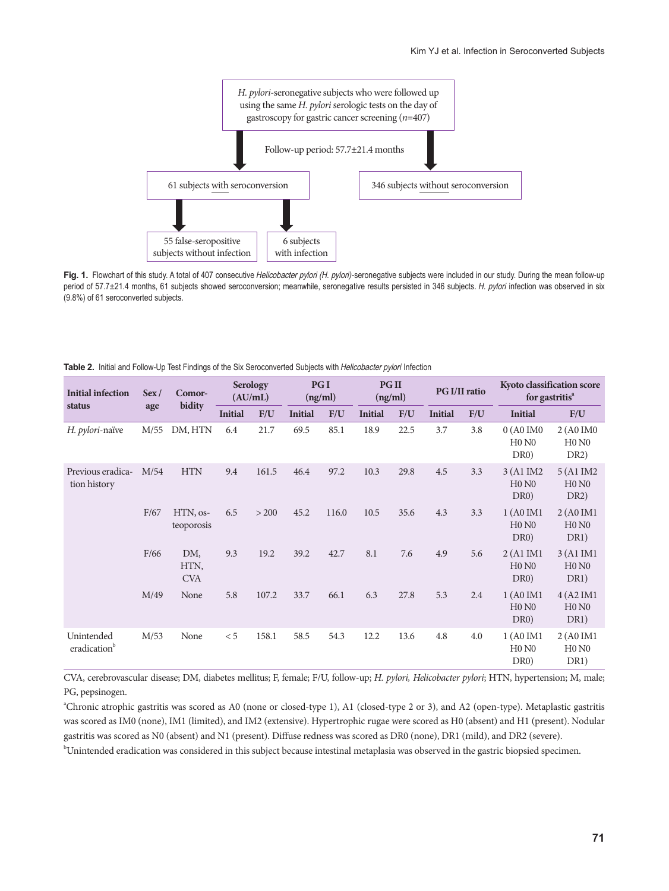*H. pylori*-seronegative subjects who were followed up using the same *H. pylori* serologic tests on the day of gastroscopy for gastric cancer screening (*n*=407)

Follow-up period: 57.7±21.4 months

61 subjects with seroconversion

346 subjects without seroconversion

55 false-seropositive subjects without infection

6 subjects with infection

**Fig. 1.** Flowchart of this study. A total of 407 consecutive *Helicobacter pylori (H. pylori)*-seronegative subjects were included in our study. During the mean follow-up period of 57.7±21.4 months, 61 subjects showed seroconversion; meanwhile, seronegative results persisted in 346 subjects. *H. pylori* infection was observed in six (9.8%) of 61 seroconverted subjects.

**Table 2.** Initial and Follow-Up Test Findings of the Six Seroconverted Subjects with *Helicobacter pylori* Infection

| Initial infection status | Sex / age | Comorbidity | Serology (AU/mL) | | PG I (ng/ml) | | PG II (ng/ml) | | PG I/II ratio | | Kyoto classification score for gastritis[a] | |
|---|---|---|---|---|---|---|---|---|---|---|---|---|
| | | | Initial | F/U | Initial | F/U | Initial | F/U | Initial | F/U | Initial | F/U |
| *H. pylori*-naïve | M/55 | DM, HTN | 6.4 | 21.7 | 69.5 | 85.1 | 18.9 | 22.5 | 3.7 | 3.8 | 0 (A0 IM0 H0 N0 DR0) | 2 (A0 IM0 H0 N0 DR2) |
| Previous eradication history | M/54 | HTN | 9.4 | 161.5 | 46.4 | 97.2 | 10.3 | 29.8 | 4.5 | 3.3 | 3 (A1 IM2 H0 N0 DR0) | 5 (A1 IM2 H0 N0 DR2) |
| | F/67 | HTN, osteoporosis | 6.5 | > 200 | 45.2 | 116.0 | 10.5 | 35.6 | 4.3 | 3.3 | 1 (A0 IM1 H0 N0 DR0) | 2 (A0 IM1 H0 N0 DR1) |
| | F/66 | DM, HTN, CVA | 9.3 | 19.2 | 39.2 | 42.7 | 8.1 | 7.6 | 4.9 | 5.6 | 2 (A1 IM1 H0 N0 DR0) | 3 (A1 IM1 H0 N0 DR1) |
| | M/49 | None | 5.8 | 107.2 | 33.7 | 66.1 | 6.3 | 27.8 | 5.3 | 2.4 | 1 (A0 IM1 H0 N0 DR0) | 4 (A2 IM1 H0 N0 DR1) |
| Unintended eradication[b] | M/53 | None | < 5 | 158.1 | 58.5 | 54.3 | 12.2 | 13.6 | 4.8 | 4.0 | 1 (A0 IM1 H0 N0 DR0) | 2 (A0 IM1 H0 N0 DR1) |

CVA, cerebrovascular disease; DM, diabetes mellitus; F, female; F/U, follow-up; *H. pylori, Helicobacter pylori*; HTN, hypertension; M, male; PG, pepsinogen.

[a]Chronic atrophic gastritis was scored as A0 (none or closed-type 1), A1 (closed-type 2 or 3), and A2 (open-type). Metaplastic gastritis was scored as IM0 (none), IM1 (limited), and IM2 (extensive). Hypertrophic rugae were scored as H0 (absent) and H1 (present). Nodular gastritis was scored as N0 (absent) and N1 (present). Diffuse redness was scored as DR0 (none), DR1 (mild), and DR2 (severe).

[b]Unintended eradication was considered in this subject because intestinal metaplasia was observed in the gastric biopsied specimen.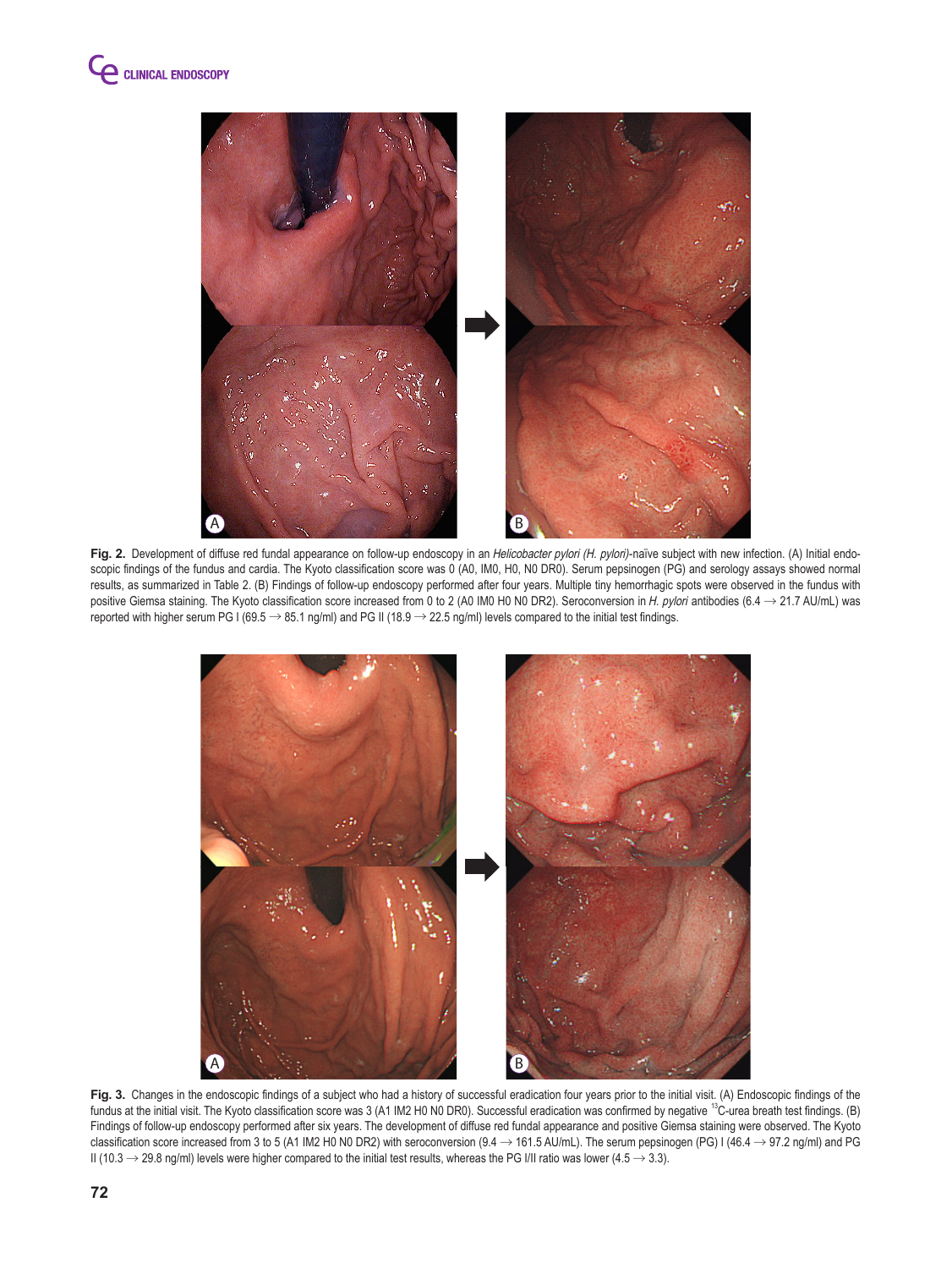**Fig. 2.** Development of diffuse red fundal appearance on follow-up endoscopy in an *Helicobacter pylori (H. pylori)*-naïve subject with new infection. (A) Initial endoscopic findings of the fundus and cardia. The Kyoto classification score was 0 (A0, IM0, H0, N0 DR0). Serum pepsinogen (PG) and serology assays showed normal results, as summarized in Table 2. (B) Findings of follow-up endoscopy performed after four years. Multiple tiny hemorrhagic spots were observed in the fundus with positive Giemsa staining. The Kyoto classification score increased from 0 to 2 (A0 IM0 H0 N0 DR2). Seroconversion in *H. pylori* antibodies (6.4 → 21.7 AU/mL) was reported with higher serum PG I (69.5 → 85.1 ng/ml) and PG II (18.9 → 22.5 ng/ml) levels compared to the initial test findings.

**Fig. 3.** Changes in the endoscopic findings of a subject who had a history of successful eradication four years prior to the initial visit. (A) Endoscopic findings of the fundus at the initial visit. The Kyoto classification score was 3 (A1 IM2 H0 N0 DR0). Successful eradication was confirmed by negative $^{13}$C-urea breath test findings. (B) Findings of follow-up endoscopy performed after six years. The development of diffuse red fundal appearance and positive Giemsa staining were observed. The Kyoto classification score increased from 3 to 5 (A1 IM2 H0 N0 DR2) with seroconversion (9.4 → 161.5 AU/mL). The serum pepsinogen (PG) I (46.4 → 97.2 ng/ml) and PG II (10.3 → 29.8 ng/ml) levels were higher compared to the initial test results, whereas the PG I/II ratio was lower (4.5 → 3.3).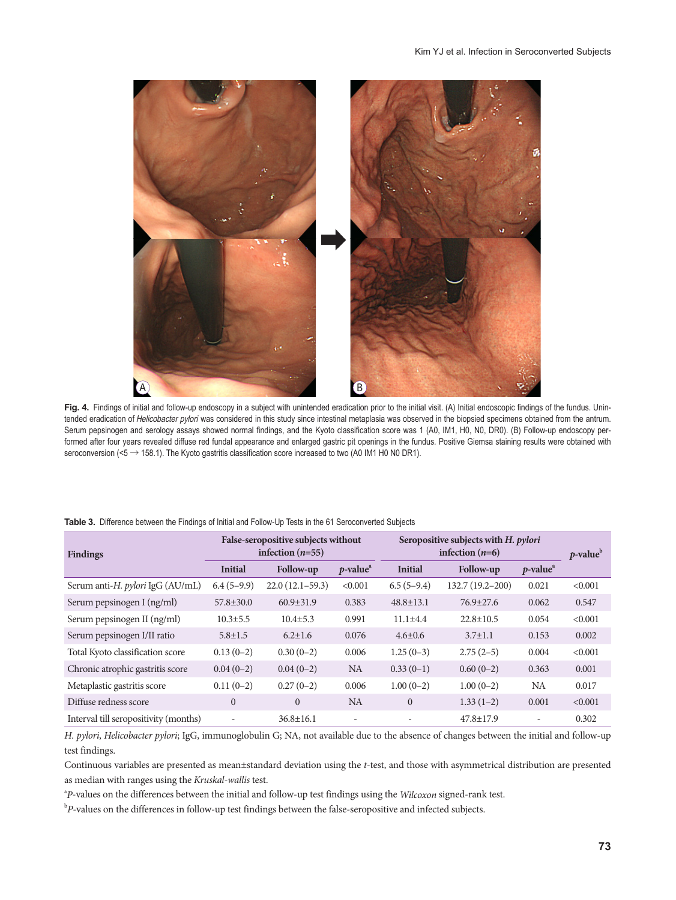**Fig. 4.** Findings of initial and follow-up endoscopy in a subject with unintended eradication prior to the initial visit. (A) Initial endoscopic findings of the fundus. Unintended eradication of *Helicobacter pylori* was considered in this study since intestinal metaplasia was observed in the biopsied specimens obtained from the antrum. Serum pepsinogen and serology assays showed normal findings, and the Kyoto classification score was 1 (A0, IM1, H0, N0, DR0). (B) Follow-up endoscopy performed after four years revealed diffuse red fundal appearance and enlarged gastric pit openings in the fundus. Positive Giemsa staining results were obtained with seroconversion (<5 → 158.1). The Kyoto gastritis classification score increased to two (A0 IM1 H0 N0 DR1).

**Table 3.** Difference between the Findings of Initial and Follow-Up Tests in the 61 Seroconverted Subjects

| Findings | False-seropositive subjects without infection (*n*=55) | | | Seropositive subjects with *H. pylori* infection (*n*=6) | | | *p*-value[b] |
|---|---|---|---|---|---|---|---|
| | Initial | Follow-up | *p*-value[a] | Initial | Follow-up | *p*-value[a] | |
| Serum anti-*H. pylori* IgG (AU/mL) | 6.4 (5–9.9) | 22.0 (12.1–59.3) | <0.001 | 6.5 (5–9.4) | 132.7 (19.2–200) | 0.021 | <0.001 |
| Serum pepsinogen I (ng/ml) | 57.8±30.0 | 60.9±31.9 | 0.383 | 48.8±13.1 | 76.9±27.6 | 0.062 | 0.547 |
| Serum pepsinogen II (ng/ml) | 10.3±5.5 | 10.4±5.3 | 0.991 | 11.1±4.4 | 22.8±10.5 | 0.054 | <0.001 |
| Serum pepsinogen I/II ratio | 5.8±1.5 | 6.2±1.6 | 0.076 | 4.6±0.6 | 3.7±1.1 | 0.153 | 0.002 |
| Total Kyoto classification score | 0.13 (0–2) | 0.30 (0–2) | 0.006 | 1.25 (0–3) | 2.75 (2–5) | 0.004 | <0.001 |
| Chronic atrophic gastritis score | 0.04 (0–2) | 0.04 (0–2) | NA | 0.33 (0–1) | 0.60 (0–2) | 0.363 | 0.001 |
| Metaplastic gastritis score | 0.11 (0–2) | 0.27 (0–2) | 0.006 | 1.00 (0–2) | 1.00 (0–2) | NA | 0.017 |
| Diffuse redness score | 0 | 0 | NA | 0 | 1.33 (1–2) | 0.001 | <0.001 |
| Interval till seropositivity (months) | - | 36.8±16.1 | - | - | 47.8±17.9 | - | 0.302 |

*H. pylori*, *Helicobacter pylori*; IgG, immunoglobulin G; NA, not available due to the absence of changes between the initial and follow-up test findings.

Continuous variables are presented as mean±standard deviation using the *t*-test, and those with asymmetrical distribution are presented as median with ranges using the *Kruskal-wallis* test.

[a]*P*-values on the differences between the initial and follow-up test findings using the *Wilcoxon* signed-rank test.

[b]*P*-values on the differences in follow-up test findings between the false-seropositive and infected subjects.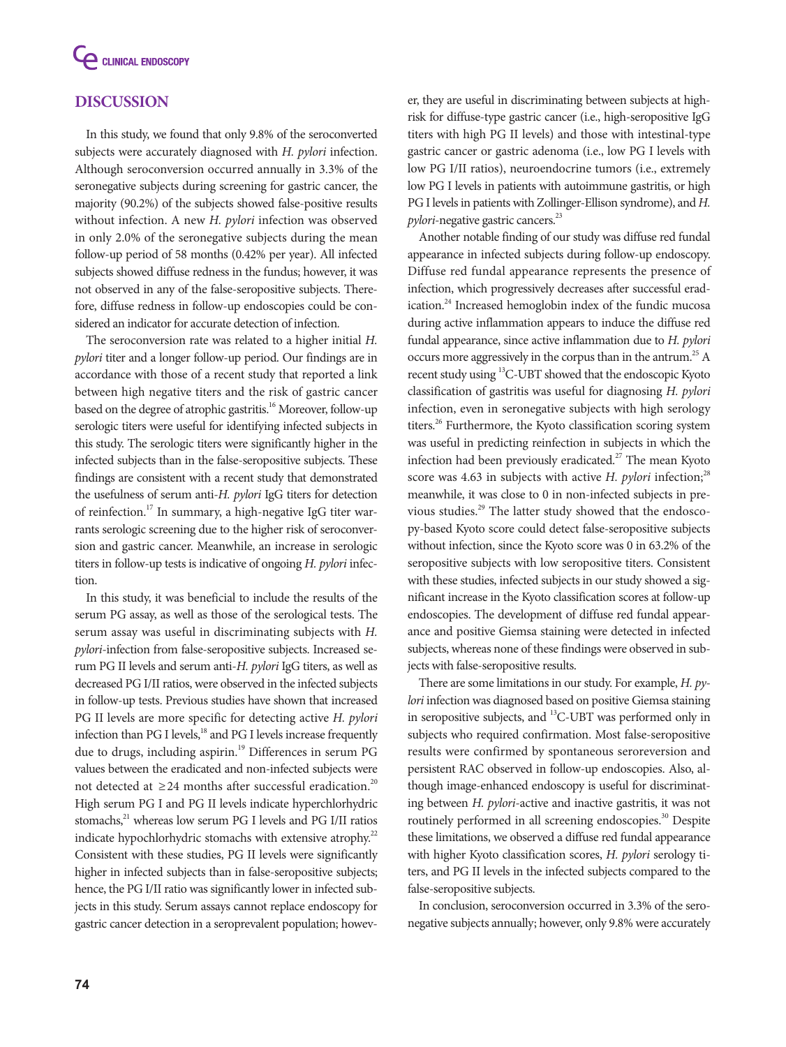## DISCUSSION

In this study, we found that only 9.8% of the seroconverted subjects were accurately diagnosed with *H. pylori* infection. Although seroconversion occurred annually in 3.3% of the seronegative subjects during screening for gastric cancer, the majority (90.2%) of the subjects showed false-positive results without infection. A new *H. pylori* infection was observed in only 2.0% of the seronegative subjects during the mean follow-up period of 58 months (0.42% per year). All infected subjects showed diffuse redness in the fundus; however, it was not observed in any of the false-seropositive subjects. Therefore, diffuse redness in follow-up endoscopies could be considered an indicator for accurate detection of infection.

The seroconversion rate was related to a higher initial *H. pylori* titer and a longer follow-up period. Our findings are in accordance with those of a recent study that reported a link between high negative titers and the risk of gastric cancer based on the degree of atrophic gastritis.[16] Moreover, follow-up serologic titers were useful for identifying infected subjects in this study. The serologic titers were significantly higher in the infected subjects than in the false-seropositive subjects. These findings are consistent with a recent study that demonstrated the usefulness of serum anti-*H. pylori* IgG titers for detection of reinfection.[17] In summary, a high-negative IgG titer warrants serologic screening due to the higher risk of seroconversion and gastric cancer. Meanwhile, an increase in serologic titers in follow-up tests is indicative of ongoing *H. pylori* infection.

In this study, it was beneficial to include the results of the serum PG assay, as well as those of the serological tests. The serum assay was useful in discriminating subjects with *H. pylori*-infection from false-seropositive subjects. Increased serum PG II levels and serum anti-*H. pylori* IgG titers, as well as decreased PG I/II ratios, were observed in the infected subjects in follow-up tests. Previous studies have shown that increased PG II levels are more specific for detecting active *H. pylori* infection than PG I levels,[18] and PG I levels increase frequently due to drugs, including aspirin.[19] Differences in serum PG values between the eradicated and non-infected subjects were not detected at ≥24 months after successful eradication.[20] High serum PG I and PG II levels indicate hyperchlorhydric stomachs,[21] whereas low serum PG I levels and PG I/II ratios indicate hypochlorhydric stomachs with extensive atrophy.[22] Consistent with these studies, PG II levels were significantly higher in infected subjects than in false-seropositive subjects; hence, the PG I/II ratio was significantly lower in infected subjects in this study. Serum assays cannot replace endoscopy for gastric cancer detection in a seroprevalent population; however, they are useful in discriminating between subjects at high-risk for diffuse-type gastric cancer (i.e., high-seropositive IgG titers with high PG II levels) and those with intestinal-type gastric cancer or gastric adenoma (i.e., low PG I levels with low PG I/II ratios), neuroendocrine tumors (i.e., extremely low PG I levels in patients with autoimmune gastritis, or high PG I levels in patients with Zollinger-Ellison syndrome), and *H. pylori*-negative gastric cancers.[23]

Another notable finding of our study was diffuse red fundal appearance in infected subjects during follow-up endoscopy. Diffuse red fundal appearance represents the presence of infection, which progressively decreases after successful eradication.[24] Increased hemoglobin index of the fundic mucosa during active inflammation appears to induce the diffuse red fundal appearance, since active inflammation due to *H. pylori* occurs more aggressively in the corpus than in the antrum.[25] A recent study using $^{13}$C-UBT showed that the endoscopic Kyoto classification of gastritis was useful for diagnosing *H. pylori* infection, even in seronegative subjects with high serology titers.[26] Furthermore, the Kyoto classification scoring system was useful in predicting reinfection in subjects in which the infection had been previously eradicated.[27] The mean Kyoto score was 4.63 in subjects with active *H. pylori* infection;[28] meanwhile, it was close to 0 in non-infected subjects in previous studies.[29] The latter study showed that the endoscopy-based Kyoto score could detect false-seropositive subjects without infection, since the Kyoto score was 0 in 63.2% of the seropositive subjects with low seropositive titers. Consistent with these studies, infected subjects in our study showed a significant increase in the Kyoto classification scores at follow-up endoscopies. The development of diffuse red fundal appearance and positive Giemsa staining were detected in infected subjects, whereas none of these findings were observed in subjects with false-seropositive results.

There are some limitations in our study. For example, *H. pylori* infection was diagnosed based on positive Giemsa staining in seropositive subjects, and $^{13}$C-UBT was performed only in subjects who required confirmation. Most false-seropositive results were confirmed by spontaneous seroreversion and persistent RAC observed in follow-up endoscopies. Also, although image-enhanced endoscopy is useful for discriminating between *H. pylori*-active and inactive gastritis, it was not routinely performed in all screening endoscopies.[30] Despite these limitations, we observed a diffuse red fundal appearance with higher Kyoto classification scores, *H. pylori* serology titers, and PG II levels in the infected subjects compared to the false-seropositive subjects.

In conclusion, seroconversion occurred in 3.3% of the seronegative subjects annually; however, only 9.8% were accurately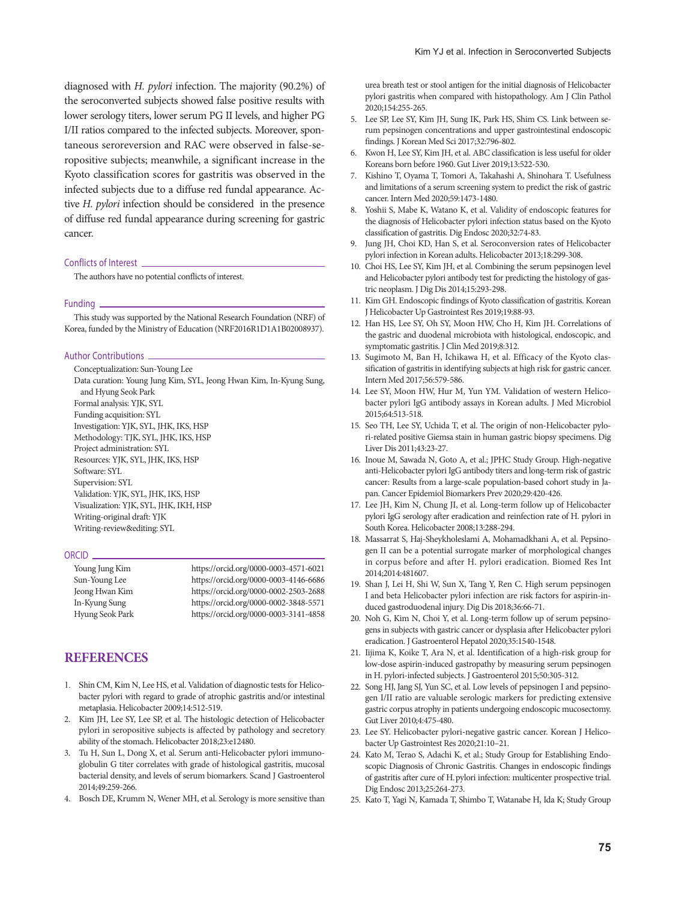diagnosed with *H. pylori* infection. The majority (90.2%) of the seroconverted subjects showed false positive results with lower serology titers, lower serum PG II levels, and higher PG I/II ratios compared to the infected subjects. Moreover, spontaneous seroreversion and RAC were observed in false-seropositive subjects; meanwhile, a significant increase in the Kyoto classification scores for gastritis was observed in the infected subjects due to a diffuse red fundal appearance. Active *H. pylori* infection should be considered in the presence of diffuse red fundal appearance during screening for gastric cancer.

## Conflicts of Interest

The authors have no potential conflicts of interest.

## Funding

This study was supported by the National Research Foundation (NRF) of Korea, funded by the Ministry of Education (NRF2016R1D1A1B02008937).

## Author Contributions

Conceptualization: Sun-Young Lee
Data curation: Young Jung Kim, SYL, Jeong Hwan Kim, In-Kyung Sung, and Hyung Seok Park
Formal analysis: YJK, SYL
Funding acquisition: SYL
Investigation: YJK, SYL, JHK, IKS, HSP
Methodology: TJK, SYL, JHK, IKS, HSP
Project administration: SYL
Resources: YJK, SYL, JHK, IKS, HSP
Software: SYL
Supervision: SYL
Validation: YJK, SYL, JHK, IKS, HSP
Visualization: YJK, SYL, JHK, IKH, HSP
Writing-original draft: YJK
Writing-review&editing: SYL

## ORCID

| | |
|---|---|
| Young Jung Kim | https://orcid.org/0000-0003-4571-6021 |
| Sun-Young Lee | https://orcid.org/0000-0003-4146-6686 |
| Jeong Hwan Kim | https://orcid.org/0000-0002-2503-2688 |
| In-Kyung Sung | https://orcid.org/0000-0002-3848-5571 |
| Hyung Seok Park | https://orcid.org/0000-0003-3141-4858 |

# REFERENCES

1. Shin CM, Kim N, Lee HS, et al. Validation of diagnostic tests for Helicobacter pylori with regard to grade of atrophic gastritis and/or intestinal metaplasia. Helicobacter 2009;14:512-519.
2. Kim JH, Lee SY, Lee SP, et al. The histologic detection of Helicobacter pylori in seropositive subjects is affected by pathology and secretory ability of the stomach. Helicobacter 2018;23:e12480.
3. Tu H, Sun L, Dong X, et al. Serum anti-Helicobacter pylori immunoglobulin G titer correlates with grade of histological gastritis, mucosal bacterial density, and levels of serum biomarkers. Scand J Gastroenterol 2014;49:259-266.
4. Bosch DE, Krumm N, Wener MH, et al. Serology is more sensitive than urea breath test or stool antigen for the initial diagnosis of Helicobacter pylori gastritis when compared with histopathology. Am J Clin Pathol 2020;154:255-265.
5. Lee SP, Lee SY, Kim JH, Sung IK, Park HS, Shim CS. Link between serum pepsinogen concentrations and upper gastrointestinal endoscopic findings. J Korean Med Sci 2017;32:796-802.
6. Kwon H, Lee SY, Kim JH, et al. ABC classification is less useful for older Koreans born before 1960. Gut Liver 2019;13:522-530.
7. Kishino T, Oyama T, Tomori A, Takahashi A, Shinohara T. Usefulness and limitations of a serum screening system to predict the risk of gastric cancer. Intern Med 2020;59:1473-1480.
8. Yoshii S, Mabe K, Watano K, et al. Validity of endoscopic features for the diagnosis of Helicobacter pylori infection status based on the Kyoto classification of gastritis. Dig Endosc 2020;32:74-83.
9. Jung JH, Choi KD, Han S, et al. Seroconversion rates of Helicobacter pylori infection in Korean adults. Helicobacter 2013;18:299-308.
10. Choi HS, Lee SY, Kim JH, et al. Combining the serum pepsinogen level and Helicobacter pylori antibody test for predicting the histology of gastric neoplasm. J Dig Dis 2014;15:293-298.
11. Kim GH. Endoscopic findings of Kyoto classification of gastritis. Korean J Helicobacter Up Gastrointest Res 2019;19:88-93.
12. Han HS, Lee SY, Oh SY, Moon HW, Cho H, Kim JH. Correlations of the gastric and duodenal microbiota with histological, endoscopic, and symptomatic gastritis. J Clin Med 2019;8:312.
13. Sugimoto M, Ban H, Ichikawa H, et al. Efficacy of the Kyoto classification of gastritis in identifying subjects at high risk for gastric cancer. Intern Med 2017;56:579-586.
14. Lee SY, Moon HW, Hur M, Yun YM. Validation of western Helicobacter pylori IgG antibody assays in Korean adults. J Med Microbiol 2015;64:513-518.
15. Seo TH, Lee SY, Uchida T, et al. The origin of non-Helicobacter pylori-related positive Giemsa stain in human gastric biopsy specimens. Dig Liver Dis 2011;43:23-27.
16. Inoue M, Sawada N, Goto A, et al.; JPHC Study Group. High-negative anti-Helicobacter pylori IgG antibody titers and long-term risk of gastric cancer: Results from a large-scale population-based cohort study in Japan. Cancer Epidemiol Biomarkers Prev 2020;29:420-426.
17. Lee JH, Kim N, Chung JI, et al. Long-term follow up of Helicobacter pylori IgG serology after eradication and reinfection rate of H. pylori in South Korea. Helicobacter 2008;13:288-294.
18. Massarrat S, Haj-Sheykholeslami A, Mohamadkhani A, et al. Pepsinogen II can be a potential surrogate marker of morphological changes in corpus before and after H. pylori eradication. Biomed Res Int 2014;2014:481607.
19. Shan J, Lei H, Shi W, Sun X, Tang Y, Ren C. High serum pepsinogen I and beta Helicobacter pylori infection are risk factors for aspirin-induced gastroduodenal injury. Dig Dis 2018;36:66-71.
20. Noh G, Kim N, Choi Y, et al. Long-term follow up of serum pepsinogens in subjects with gastric cancer or dysplasia after Helicobacter pylori eradication. J Gastroenterol Hepatol 2020;35:1540-1548.
21. Iijima K, Koike T, Ara N, et al. Identification of a high-risk group for low-dose aspirin-induced gastropathy by measuring serum pepsinogen in H. pylori-infected subjects. J Gastroenterol 2015;50:305-312.
22. Song HJ, Jang SJ, Yun SC, et al. Low levels of pepsinogen I and pepsinogen I/II ratio are valuable serologic markers for predicting extensive gastric corpus atrophy in patients undergoing endoscopic mucosectomy. Gut Liver 2010;4:475-480.
23. Lee SY. Helicobacter pylori-negative gastric cancer. Korean J Helicobacter Up Gastrointest Res 2020;21:10–21.
24. Kato M, Terao S, Adachi K, et al.; Study Group for Establishing Endoscopic Diagnosis of Chronic Gastritis. Changes in endoscopic findings of gastritis after cure of H. pylori infection: multicenter prospective trial. Dig Endosc 2013;25:264-273.
25. Kato T, Yagi N, Kamada T, Shimbo T, Watanabe H, Ida K; Study Group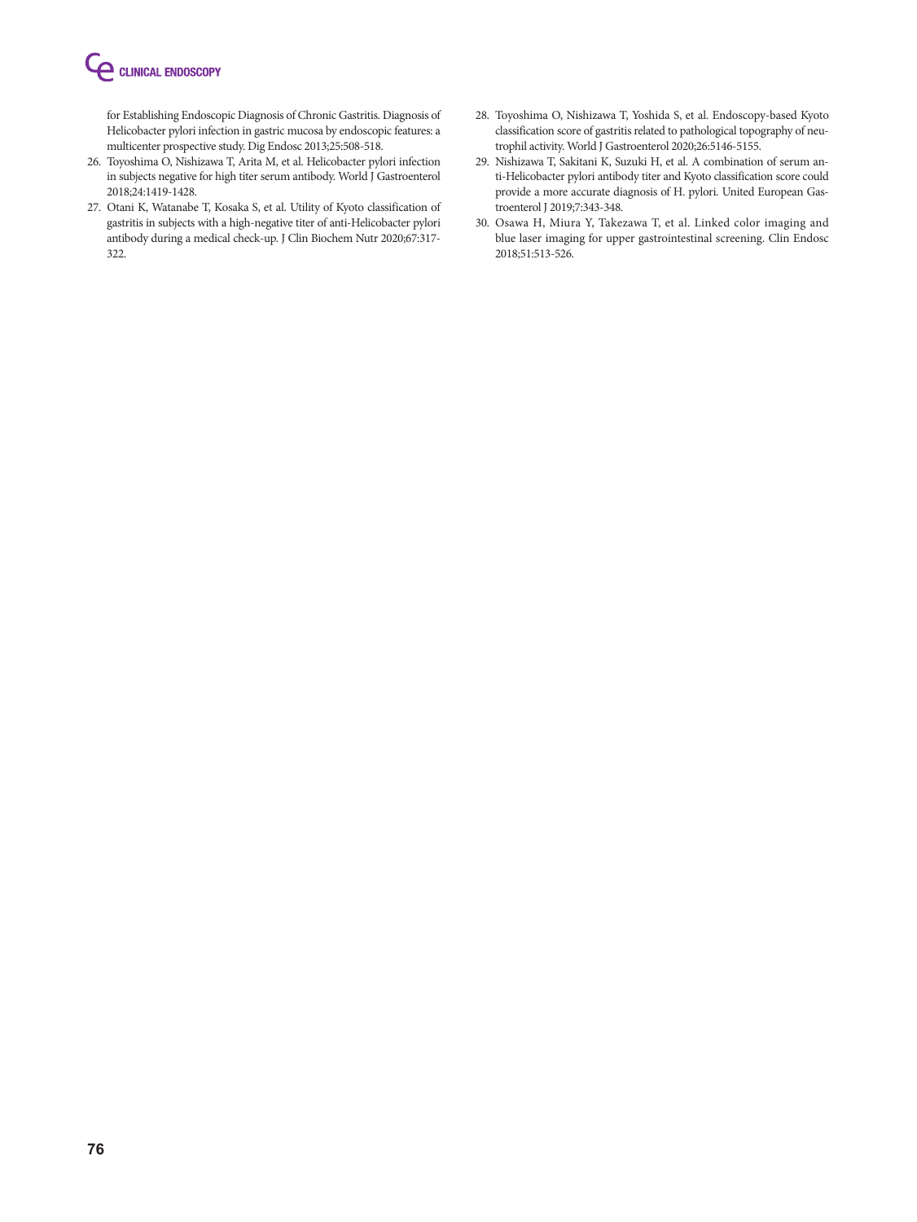for Establishing Endoscopic Diagnosis of Chronic Gastritis. Diagnosis of Helicobacter pylori infection in gastric mucosa by endoscopic features: a multicenter prospective study. Dig Endosc 2013;25:508-518.

26. Toyoshima O, Nishizawa T, Arita M, et al. Helicobacter pylori infection in subjects negative for high titer serum antibody. World J Gastroenterol 2018;24:1419-1428.
27. Otani K, Watanabe T, Kosaka S, et al. Utility of Kyoto classification of gastritis in subjects with a high-negative titer of anti-Helicobacter pylori antibody during a medical check-up. J Clin Biochem Nutr 2020;67:317-322.
28. Toyoshima O, Nishizawa T, Yoshida S, et al. Endoscopy-based Kyoto classification score of gastritis related to pathological topography of neutrophil activity. World J Gastroenterol 2020;26:5146-5155.
29. Nishizawa T, Sakitani K, Suzuki H, et al. A combination of serum anti-Helicobacter pylori antibody titer and Kyoto classification score could provide a more accurate diagnosis of H. pylori. United European Gastroenterol J 2019;7:343-348.
30. Osawa H, Miura Y, Takezawa T, et al. Linked color imaging and blue laser imaging for upper gastrointestinal screening. Clin Endosc 2018;51:513-526.